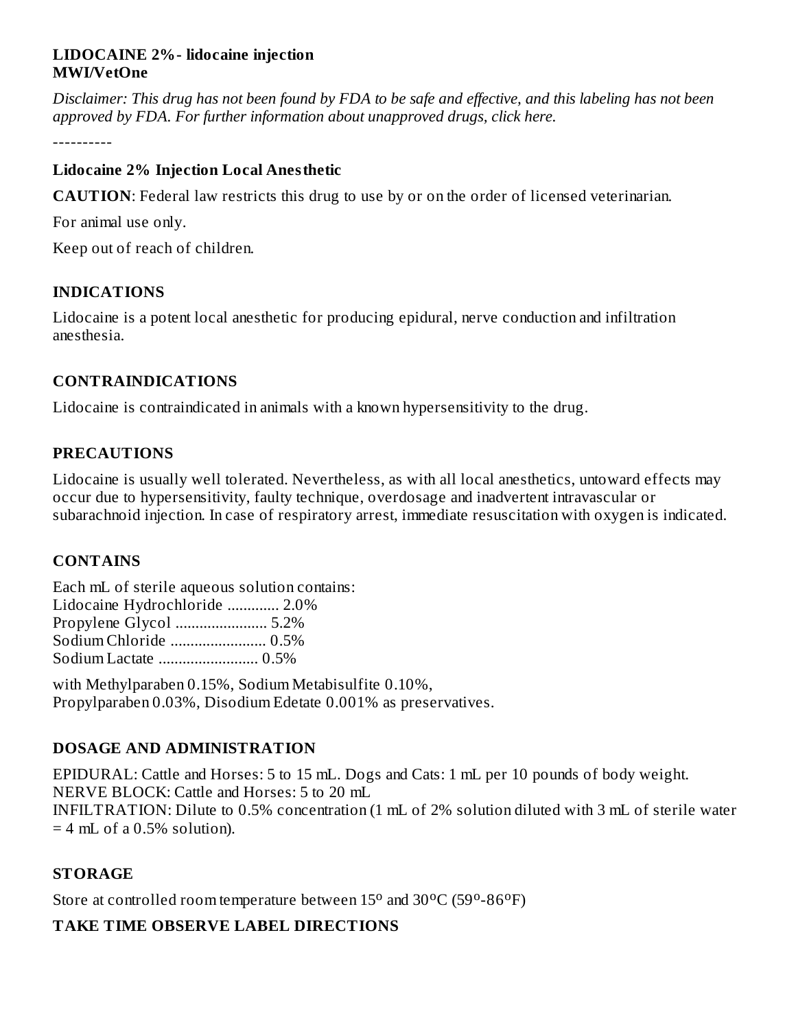**LIDOCAINE 2%- lidocaine injection**
**MWI/VetOne**

*Disclaimer: This drug has not been found by FDA to be safe and effective, and this labeling has not been approved by FDA. For further information about unapproved drugs, click here.*

----------

## Lidocaine 2% Injection Local Anesthetic

**CAUTION**: Federal law restricts this drug to use by or on the order of licensed veterinarian.

For animal use only.

Keep out of reach of children.

## INDICATIONS

Lidocaine is a potent local anesthetic for producing epidural, nerve conduction and infiltration anesthesia.

## CONTRAINDICATIONS

Lidocaine is contraindicated in animals with a known hypersensitivity to the drug.

## PRECAUTIONS

Lidocaine is usually well tolerated. Nevertheless, as with all local anesthetics, untoward effects may occur due to hypersensitivity, faulty technique, overdosage and inadvertent intravascular or subarachnoid injection. In case of respiratory arrest, immediate resuscitation with oxygen is indicated.

## CONTAINS

Each mL of sterile aqueous solution contains:
Lidocaine Hydrochloride ............. 2.0%
Propylene Glycol ....................... 5.2%
Sodium Chloride ........................ 0.5%
Sodium Lactate ......................... 0.5%

with Methylparaben 0.15%, Sodium Metabisulfite 0.10%,
Propylparaben 0.03%, Disodium Edetate 0.001% as preservatives.

## DOSAGE AND ADMINISTRATION

EPIDURAL: Cattle and Horses: 5 to 15 mL. Dogs and Cats: 1 mL per 10 pounds of body weight.
NERVE BLOCK: Cattle and Horses: 5 to 20 mL
INFILTRATION: Dilute to 0.5% concentration (1 mL of 2% solution diluted with 3 mL of sterile water = 4 mL of a 0.5% solution).

## STORAGE

Store at controlled room temperature between 15$^{o}$ and 30$^{o}$C (59$^{o}$-86$^{o}$F)

## TAKE TIME OBSERVE LABEL DIRECTIONS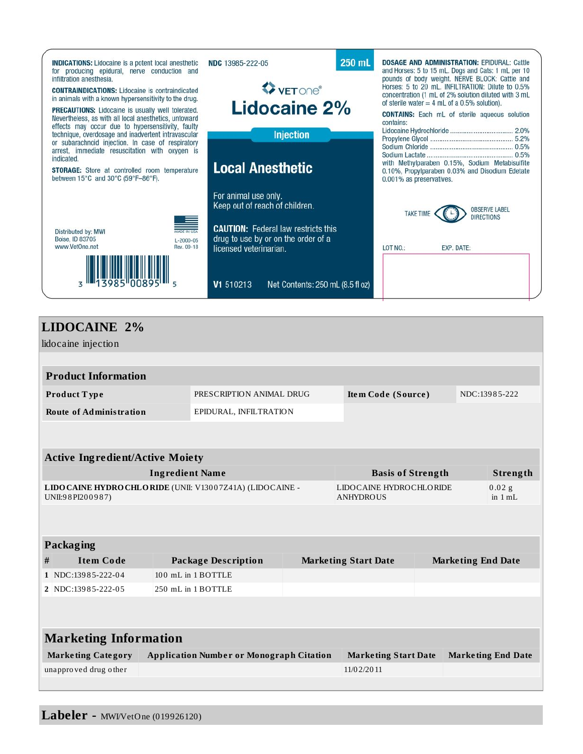**INDICATIONS:** Lidocaine is a potent local anesthetic for producing epidural, nerve conduction and infiltration anesthesia.

**CONTRAINDICATIONS:** Lidocaine is contraindicated in animals with a known hypersensitivity to the drug.

**PRECAUTIONS:** Lidocaine is usually well tolerated. Nevertheless, as with all local anesthetics, untoward effects may occur due to hypersensitivity, faulty technique, overdosage and inadvertent intravascular or subarachnoid injection. In case of respiratory arrest, immediate resuscitation with oxygen is indicated.

**STORAGE:** Store at controlled room temperature between 15°C and 30°C (59°F–86°F).

Distributed by: MWI
Boise, ID 83705
www.VetOne.net

MADE IN USA
L-2000-05
Rev. 09-18

3 13985 00895 5

**NDC** 13985-222-05

250 mL

VETone®

# Lidocaine 2%

Injection

## Local Anesthetic

For animal use only.
Keep out of reach of children.

**CAUTION:** Federal law restricts this drug to use by or on the order of a licensed veterinarian.

**V1** 510213 Net Contents: 250 mL (8.5 fl oz)

**DOSAGE AND ADMINISTRATION:** EPIDURAL: Cattle and Horses: 5 to 15 mL. Dogs and Cats: 1 mL per 10 pounds of body weight. NERVE BLOCK: Cattle and Horses: 5 to 20 mL. INFILTRATION: Dilute to 0.5% concentration (1 mL of 2% solution diluted with 3 mL of sterile water = 4 mL of a 0.5% solution).

**CONTAINS:** Each mL of sterile aqueous solution contains:

Lidocaine Hydrochloride .......... 2.0%
Propylene Glycol .......... 5.2%
Sodium Chloride .......... 0.5%
Sodium Lactate .......... 0.5%

with Methylparaben 0.15%, Sodium Metabisulfite 0.10%, Propylparaben 0.03% and Disodium Edetate 0.001% as preservatives.

TAKE TIME OBSERVE LABEL DIRECTIONS

LOT NO.: EXP. DATE:

# LIDOCAINE 2%

lidocaine injection

## Product Information

| Product Type | PRESCRIPTION ANIMAL DRUG | Item Code (Source) | NDC:13985-222 |
|---|---|---|---|
| Route of Administration | EPIDURAL, INFILTRATION | | |

## Active Ingredient/Active Moiety

| Ingredient Name | Basis of Strength | Strength |
|---|---|---|
| **LIDOCAINE HYDROCHLORIDE** (UNII: V13007Z41A) (LIDOCAINE - UNII:98PI200987) | LIDOCAINE HYDROCHLORIDE ANHYDROUS | 0.02 g in 1 mL |

## Packaging

| # | Item Code | Package Description | Marketing Start Date | Marketing End Date |
|---|---|---|---|---|
| 1 | NDC:13985-222-04 | 100 mL in 1 BOTTLE | | |
| 2 | NDC:13985-222-05 | 250 mL in 1 BOTTLE | | |

## Marketing Information

| Marketing Category | Application Number or Monograph Citation | Marketing Start Date | Marketing End Date |
|---|---|---|---|
| unapproved drug other | | 11/02/2011 | |

**Labeler -** MWI/VetOne (019926120)